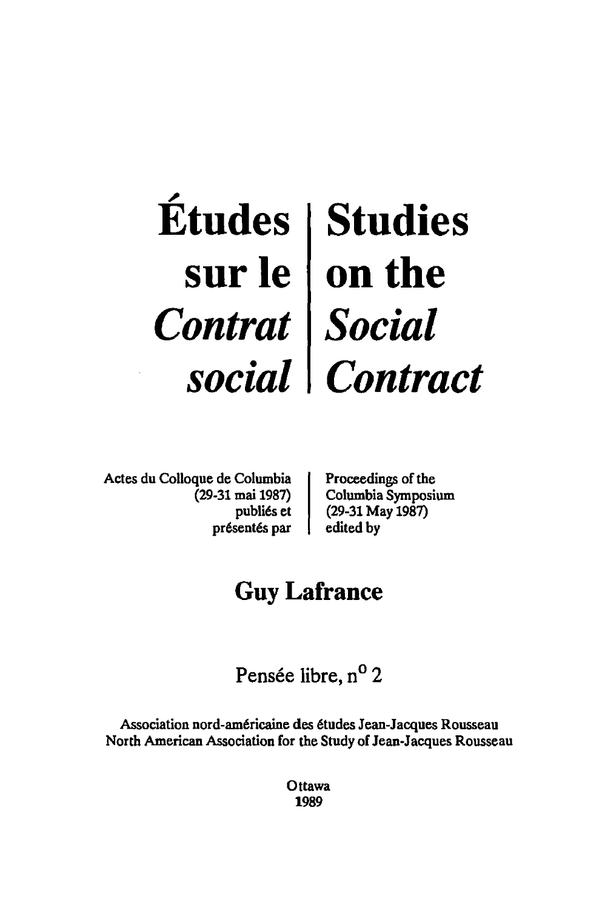# Études sur le *Contrat social* | Studies on the *Social Contract*

Actes du Colloque de Columbia (29-31 mai 1987) publiés et présentés par

Proceedings of the Columbia Symposium (29-31 May 1987) edited by

## Guy Lafrance

Pensée libre, n° 2

Association nord-américaine des études Jean-Jacques Rousseau
North American Association for the Study of Jean-Jacques Rousseau

Ottawa
1989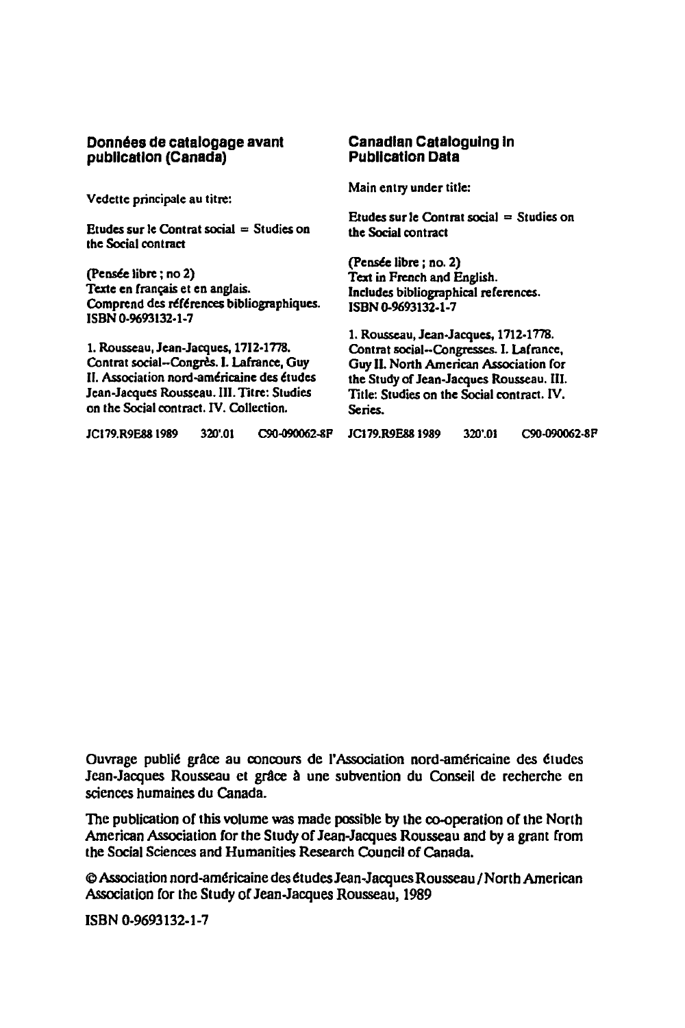**Données de catalogage avant publication (Canada)**

Vedette principale au titre:

Etudes sur le Contrat social = Studies on the Social contract

(Pensée libre ; no 2)
Texte en français et en anglais.
Comprend des références bibliographiques.
ISBN 0-9693132-1-7

1. Rousseau, Jean-Jacques, 1712-1778. Contrat social--Congrès. I. Lafrance, Guy II. Association nord-américaine des études Jean-Jacques Rousseau. III. Titre: Studies on the Social contract. IV. Collection.

JC179.R9E88 1989    320'.01    C90-090062-8F

**Canadian Cataloguing in Publication Data**

Main entry under title:

Etudes sur le Contrat social = Studies on the Social contract

(Pensée libre ; no. 2)
Text in French and English.
Includes bibliographical references.
ISBN 0-9693132-1-7

1. Rousseau, Jean-Jacques, 1712-1778. Contrat social--Congresses. I. Lafrance, Guy II. North American Association for the Study of Jean-Jacques Rousseau. III. Title: Studies on the Social contract. IV. Series.

JC179.R9E88 1989    320'.01    C90-090062-8F

Ouvrage publié grâce au concours de l'Association nord-américaine des études Jean-Jacques Rousseau et grâce à une subvention du Conseil de recherche en sciences humaines du Canada.

The publication of this volume was made possible by the co-operation of the North American Association for the Study of Jean-Jacques Rousseau and by a grant from the Social Sciences and Humanities Research Council of Canada.

© Association nord-américaine des études Jean-Jacques Rousseau / North American Association for the Study of Jean-Jacques Rousseau, 1989

ISBN 0-9693132-1-7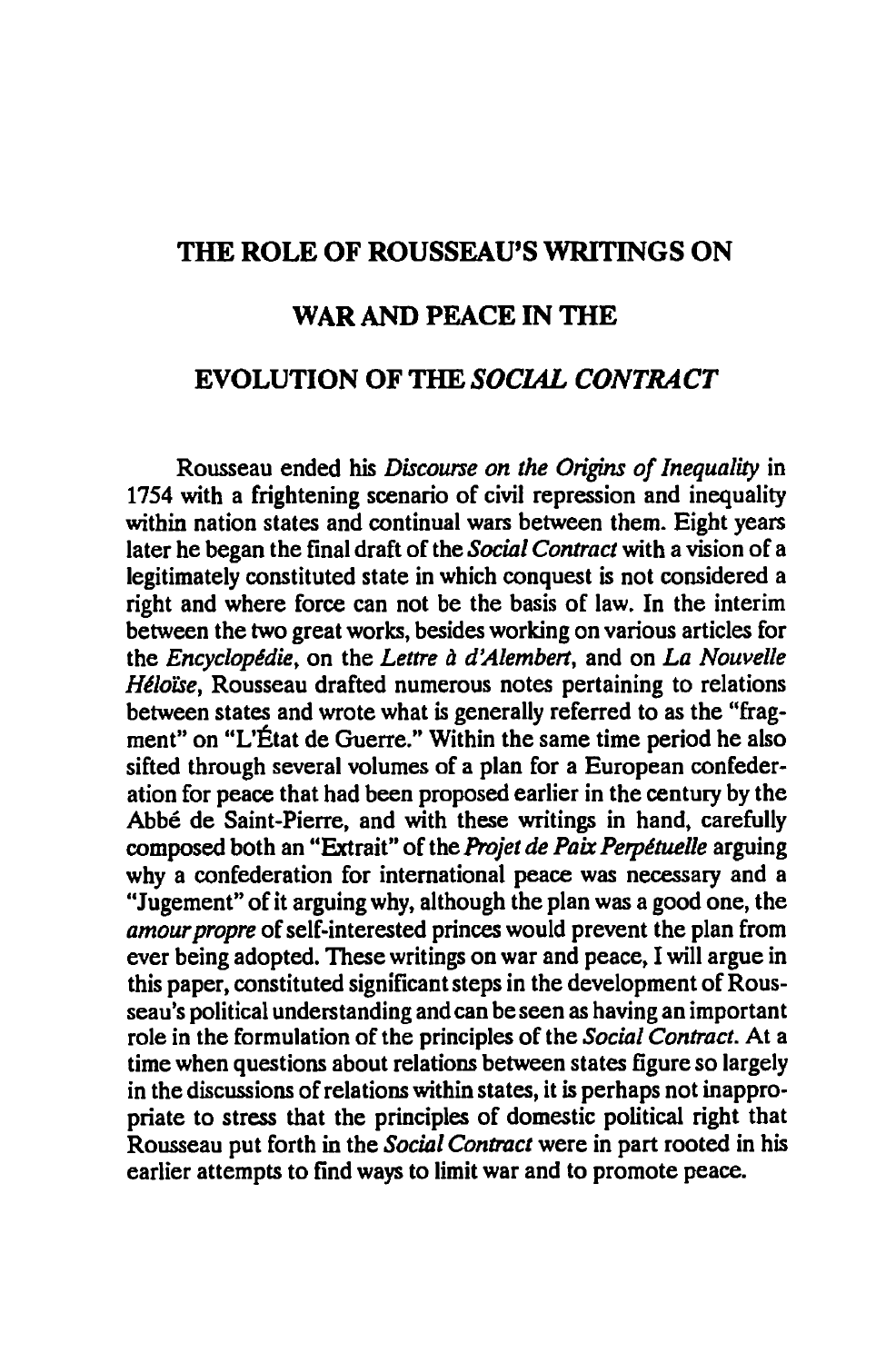# THE ROLE OF ROUSSEAU'S WRITINGS ON WAR AND PEACE IN THE EVOLUTION OF THE *SOCIAL CONTRACT*

Rousseau ended his *Discourse on the Origins of Inequality* in 1754 with a frightening scenario of civil repression and inequality within nation states and continual wars between them. Eight years later he began the final draft of the *Social Contract* with a vision of a legitimately constituted state in which conquest is not considered a right and where force can not be the basis of law. In the interim between the two great works, besides working on various articles for the *Encyclopédie*, on the *Lettre à d'Alembert*, and on *La Nouvelle Héloïse*, Rousseau drafted numerous notes pertaining to relations between states and wrote what is generally referred to as the "fragment" on "L'État de Guerre." Within the same time period he also sifted through several volumes of a plan for a European confederation for peace that had been proposed earlier in the century by the Abbé de Saint-Pierre, and with these writings in hand, carefully composed both an "Extrait" of the *Projet de Paix Perpétuelle* arguing why a confederation for international peace was necessary and a "Jugement" of it arguing why, although the plan was a good one, the *amour propre* of self-interested princes would prevent the plan from ever being adopted. These writings on war and peace, I will argue in this paper, constituted significant steps in the development of Rousseau's political understanding and can be seen as having an important role in the formulation of the principles of the *Social Contract*. At a time when questions about relations between states figure so largely in the discussions of relations within states, it is perhaps not inappropriate to stress that the principles of domestic political right that Rousseau put forth in the *Social Contract* were in part rooted in his earlier attempts to find ways to limit war and to promote peace.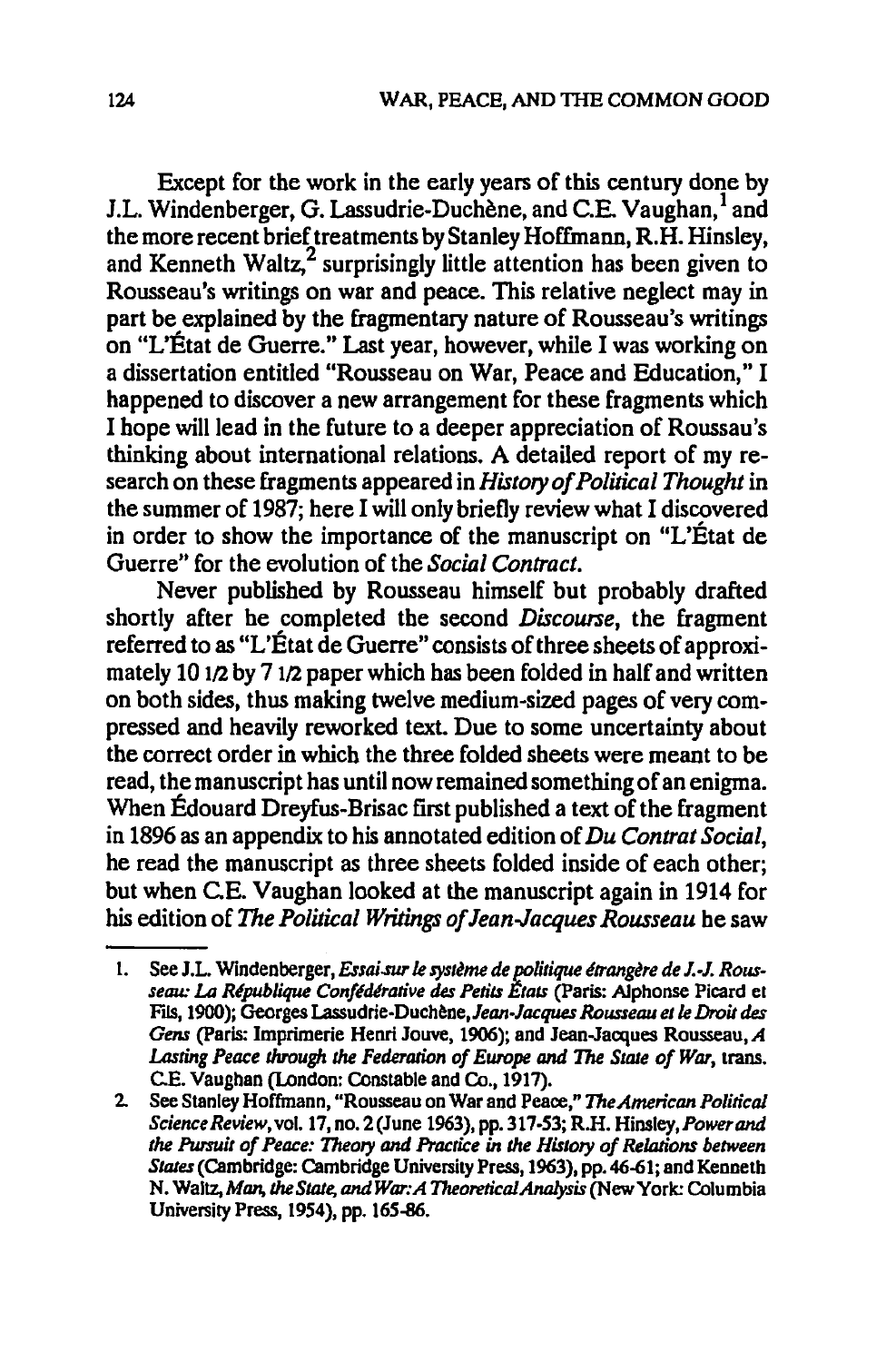Except for the work in the early years of this century done by J.L. Windenberger, G. Lassudrie-Duchène, and C.E. Vaughan,[1] and the more recent brief treatments by Stanley Hoffmann, R.H. Hinsley, and Kenneth Waltz,[2] surprisingly little attention has been given to Rousseau's writings on war and peace. This relative neglect may in part be explained by the fragmentary nature of Rousseau's writings on "L'État de Guerre." Last year, however, while I was working on a dissertation entitled "Rousseau on War, Peace and Education," I happened to discover a new arrangement for these fragments which I hope will lead in the future to a deeper appreciation of Roussau's thinking about international relations. A detailed report of my research on these fragments appeared in *History of Political Thought* in the summer of 1987; here I will only briefly review what I discovered in order to show the importance of the manuscript on "L'État de Guerre" for the evolution of the *Social Contract*.

Never published by Rousseau himself but probably drafted shortly after he completed the second *Discourse*, the fragment referred to as "L'État de Guerre" consists of three sheets of approximately 10 1/2 by 7 1/2 paper which has been folded in half and written on both sides, thus making twelve medium-sized pages of very compressed and heavily reworked text. Due to some uncertainty about the correct order in which the three folded sheets were meant to be read, the manuscript has until now remained something of an enigma. When Édouard Dreyfus-Brisac first published a text of the fragment in 1896 as an appendix to his annotated edition of *Du Contrat Social*, he read the manuscript as three sheets folded inside of each other; but when C.E. Vaughan looked at the manuscript again in 1914 for his edition of *The Political Writings of Jean-Jacques Rousseau* he saw

---

1. See J.L. Windenberger, *Essai sur le système de politique étrangère de J.-J. Rousseau: La République Confédérative des Petits États* (Paris: Alphonse Picard et Fils, 1900); Georges Lassudrie-Duchène, *Jean-Jacques Rousseau et le Droit des Gens* (Paris: Imprimerie Henri Jouve, 1906); and Jean-Jacques Rousseau, *A Lasting Peace through the Federation of Europe and The State of War*, trans. C.E. Vaughan (London: Constable and Co., 1917).
2. See Stanley Hoffmann, "Rousseau on War and Peace," *The American Political Science Review*, vol. 17, no. 2 (June 1963), pp. 317-53; R.H. Hinsley, *Power and the Pursuit of Peace: Theory and Practice in the History of Relations between States* (Cambridge: Cambridge University Press, 1963), pp. 46-61; and Kenneth N. Waltz, *Man, the State, and War: A Theoretical Analysis* (New York: Columbia University Press, 1954), pp. 165-86.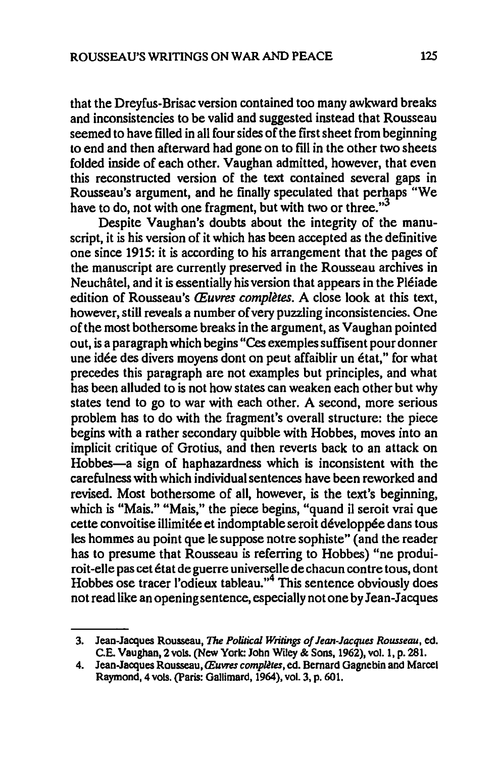that the Dreyfus-Brisac version contained too many awkward breaks and inconsistencies to be valid and suggested instead that Rousseau seemed to have filled in all four sides of the first sheet from beginning to end and then afterward had gone on to fill in the other two sheets folded inside of each other. Vaughan admitted, however, that even this reconstructed version of the text contained several gaps in Rousseau's argument, and he finally speculated that perhaps "We have to do, not with one fragment, but with two or three."[3]

Despite Vaughan's doubts about the integrity of the manuscript, it is his version of it which has been accepted as the definitive one since 1915: it is according to his arrangement that the pages of the manuscript are currently preserved in the Rousseau archives in Neuchâtel, and it is essentially his version that appears in the Pléiade edition of Rousseau's *Œuvres complètes*. A close look at this text, however, still reveals a number of very puzzling inconsistencies. One of the most bothersome breaks in the argument, as Vaughan pointed out, is a paragraph which begins "Ces exemples suffisent pour donner une idée des divers moyens dont on peut affaiblir un état," for what precedes this paragraph are not examples but principles, and what has been alluded to is not how states can weaken each other but why states tend to go to war with each other. A second, more serious problem has to do with the fragment's overall structure: the piece begins with a rather secondary quibble with Hobbes, moves into an implicit critique of Grotius, and then reverts back to an attack on Hobbes—a sign of haphazardness which is inconsistent with the carefulness with which individual sentences have been reworked and revised. Most bothersome of all, however, is the text's beginning, which is "Mais." "Mais," the piece begins, "quand il seroit vrai que cette convoitise illimitée et indomptable seroit développée dans tous les hommes au point que le suppose notre sophiste" (and the reader has to presume that Rousseau is referring to Hobbes) "ne produiroit-elle pas cet état de guerre universelle de chacun contre tous, dont Hobbes ose tracer l'odieux tableau."[4] This sentence obviously does not read like an opening sentence, especially not one by Jean-Jacques

---

3. Jean-Jacques Rousseau, *The Political Writings of Jean-Jacques Rousseau*, ed. C.E. Vaughan, 2 vols. (New York: John Wiley & Sons, 1962), vol. 1, p. 281.
4. Jean-Jacques Rousseau, *Œuvres complètes*, ed. Bernard Gagnebin and Marcel Raymond, 4 vols. (Paris: Gallimard, 1964), vol. 3, p. 601.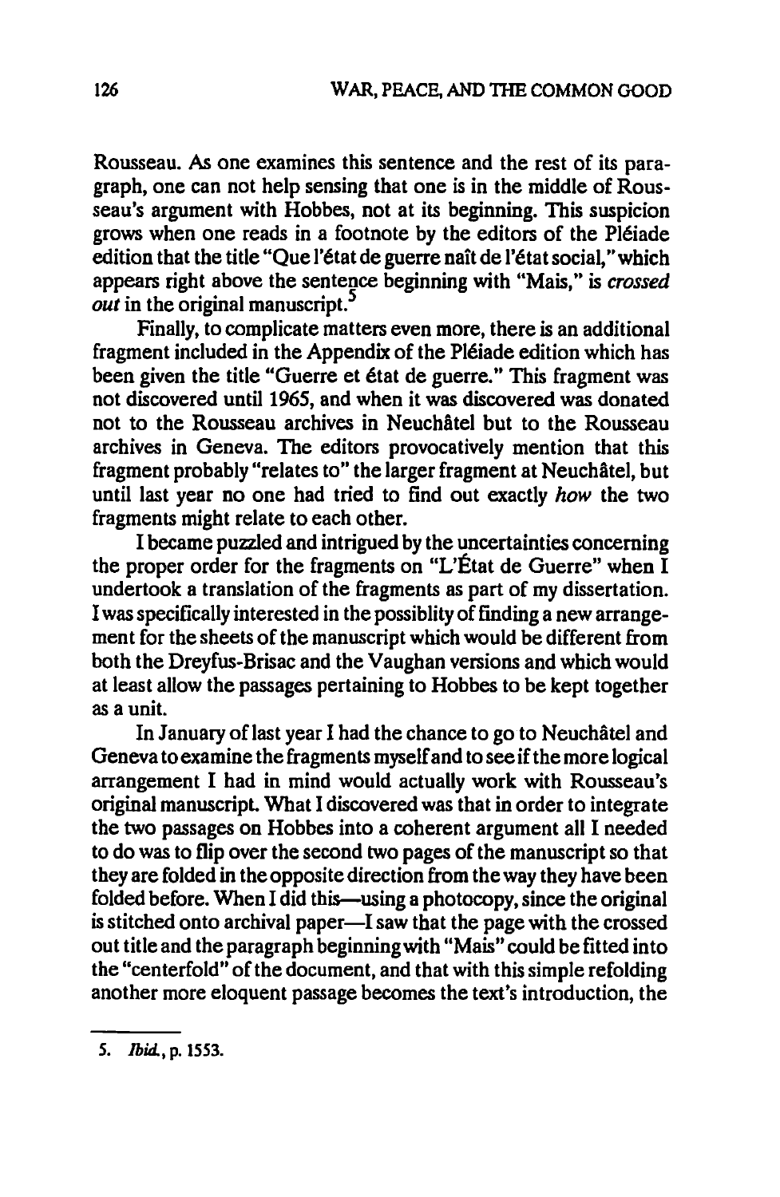Rousseau. As one examines this sentence and the rest of its paragraph, one can not help sensing that one is in the middle of Rousseau's argument with Hobbes, not at its beginning. This suspicion grows when one reads in a footnote by the editors of the Pléiade edition that the title "Que l'état de guerre naît de l'état social," which appears right above the sentence beginning with "Mais," is *crossed out* in the original manuscript.[5]

Finally, to complicate matters even more, there is an additional fragment included in the Appendix of the Pléiade edition which has been given the title "Guerre et état de guerre." This fragment was not discovered until 1965, and when it was discovered was donated not to the Rousseau archives in Neuchâtel but to the Rousseau archives in Geneva. The editors provocatively mention that this fragment probably "relates to" the larger fragment at Neuchâtel, but until last year no one had tried to find out exactly *how* the two fragments might relate to each other.

I became puzzled and intrigued by the uncertainties concerning the proper order for the fragments on "L'État de Guerre" when I undertook a translation of the fragments as part of my dissertation. I was specifically interested in the possiblity of finding a new arrangement for the sheets of the manuscript which would be different from both the Dreyfus-Brisac and the Vaughan versions and which would at least allow the passages pertaining to Hobbes to be kept together as a unit.

In January of last year I had the chance to go to Neuchâtel and Geneva to examine the fragments myself and to see if the more logical arrangement I had in mind would actually work with Rousseau's original manuscript. What I discovered was that in order to integrate the two passages on Hobbes into a coherent argument all I needed to do was to flip over the second two pages of the manuscript so that they are folded in the opposite direction from the way they have been folded before. When I did this—using a photocopy, since the original is stitched onto archival paper—I saw that the page with the crossed out title and the paragraph beginning with "Mais" could be fitted into the "centerfold" of the document, and that with this simple refolding another more eloquent passage becomes the text's introduction, the

5. *Ibid.*, p. 1553.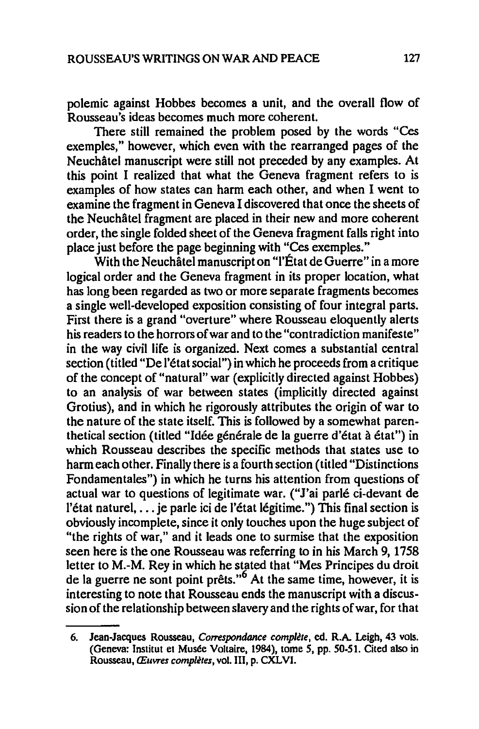polemic against Hobbes becomes a unit, and the overall flow of Rousseau's ideas becomes much more coherent.

There still remained the problem posed by the words "Ces exemples," however, which even with the rearranged pages of the Neuchâtel manuscript were still not preceded by any examples. At this point I realized that what the Geneva fragment refers to is examples of how states can harm each other, and when I went to examine the fragment in Geneva I discovered that once the sheets of the Neuchâtel fragment are placed in their new and more coherent order, the single folded sheet of the Geneva fragment falls right into place just before the page beginning with "Ces exemples."

With the Neuchâtel manuscript on "l'État de Guerre" in a more logical order and the Geneva fragment in its proper location, what has long been regarded as two or more separate fragments becomes a single well-developed exposition consisting of four integral parts. First there is a grand "overture" where Rousseau eloquently alerts his readers to the horrors of war and to the "contradiction manifeste" in the way civil life is organized. Next comes a substantial central section (titled "De l'état social") in which he proceeds from a critique of the concept of "natural" war (explicitly directed against Hobbes) to an analysis of war between states (implicitly directed against Grotius), and in which he rigorously attributes the origin of war to the nature of the state itself. This is followed by a somewhat parenthetical section (titled "Idée générale de la guerre d'état à état") in which Rousseau describes the specific methods that states use to harm each other. Finally there is a fourth section (titled "Distinctions Fondamentales") in which he turns his attention from questions of actual war to questions of legitimate war. ("J'ai parlé ci-devant de l'état naturel, . . . je parle ici de l'état légitime.") This final section is obviously incomplete, since it only touches upon the huge subject of "the rights of war," and it leads one to surmise that the exposition seen here is the one Rousseau was referring to in his March 9, 1758 letter to M.-M. Rey in which he stated that "Mes Principes du droit de la guerre ne sont point prêts."[6] At the same time, however, it is interesting to note that Rousseau ends the manuscript with a discussion of the relationship between slavery and the rights of war, for that

---

6. Jean-Jacques Rousseau, *Correspondance complète*, ed. R.A. Leigh, 43 vols. (Geneva: Institut et Musée Voltaire, 1984), tome 5, pp. 50-51. Cited also in Rousseau, *Œuvres complètes*, vol. III, p. CXLVI.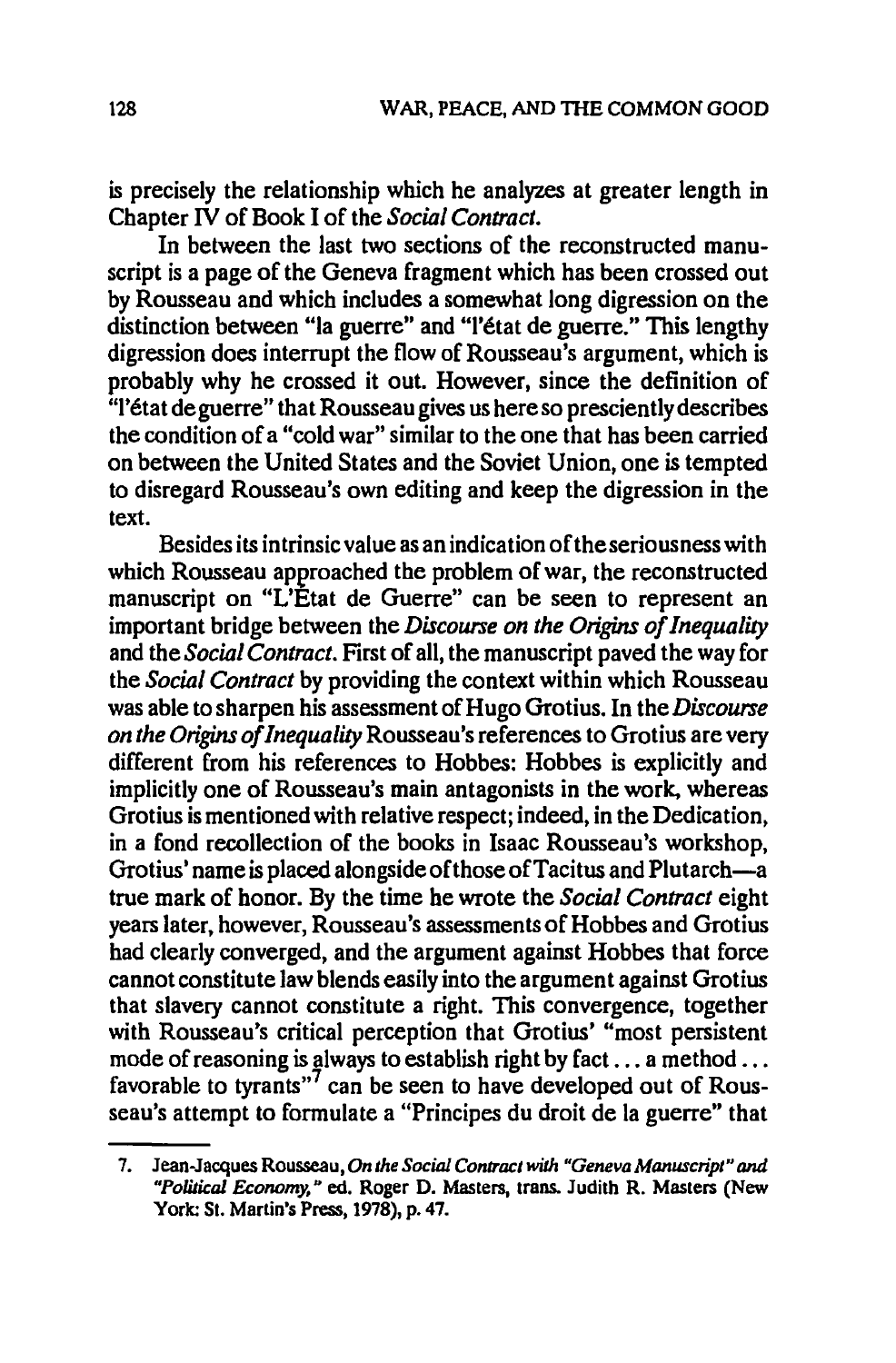is precisely the relationship which he analyzes at greater length in Chapter IV of Book I of the *Social Contract*.

In between the last two sections of the reconstructed manuscript is a page of the Geneva fragment which has been crossed out by Rousseau and which includes a somewhat long digression on the distinction between "la guerre" and "l'état de guerre." This lengthy digression does interrupt the flow of Rousseau's argument, which is probably why he crossed it out. However, since the definition of "l'état de guerre" that Rousseau gives us here so presciently describes the condition of a "cold war" similar to the one that has been carried on between the United States and the Soviet Union, one is tempted to disregard Rousseau's own editing and keep the digression in the text.

Besides its intrinsic value as an indication of the seriousness with which Rousseau approached the problem of war, the reconstructed manuscript on "L'État de Guerre" can be seen to represent an important bridge between the *Discourse on the Origins of Inequality* and the *Social Contract*. First of all, the manuscript paved the way for the *Social Contract* by providing the context within which Rousseau was able to sharpen his assessment of Hugo Grotius. In the *Discourse on the Origins of Inequality* Rousseau's references to Grotius are very different from his references to Hobbes: Hobbes is explicitly and implicitly one of Rousseau's main antagonists in the work, whereas Grotius is mentioned with relative respect; indeed, in the Dedication, in a fond recollection of the books in Isaac Rousseau's workshop, Grotius' name is placed alongside of those of Tacitus and Plutarch—a true mark of honor. By the time he wrote the *Social Contract* eight years later, however, Rousseau's assessments of Hobbes and Grotius had clearly converged, and the argument against Hobbes that force cannot constitute law blends easily into the argument against Grotius that slavery cannot constitute a right. This convergence, together with Rousseau's critical perception that Grotius' "most persistent mode of reasoning is always to establish right by fact . . . a method . . . favorable to tyrants"[7] can be seen to have developed out of Rousseau's attempt to formulate a "Principes du droit de la guerre" that

---

7. Jean-Jacques Rousseau, *On the Social Contract with "Geneva Manuscript" and "Political Economy,"* ed. Roger D. Masters, trans. Judith R. Masters (New York: St. Martin's Press, 1978), p. 47.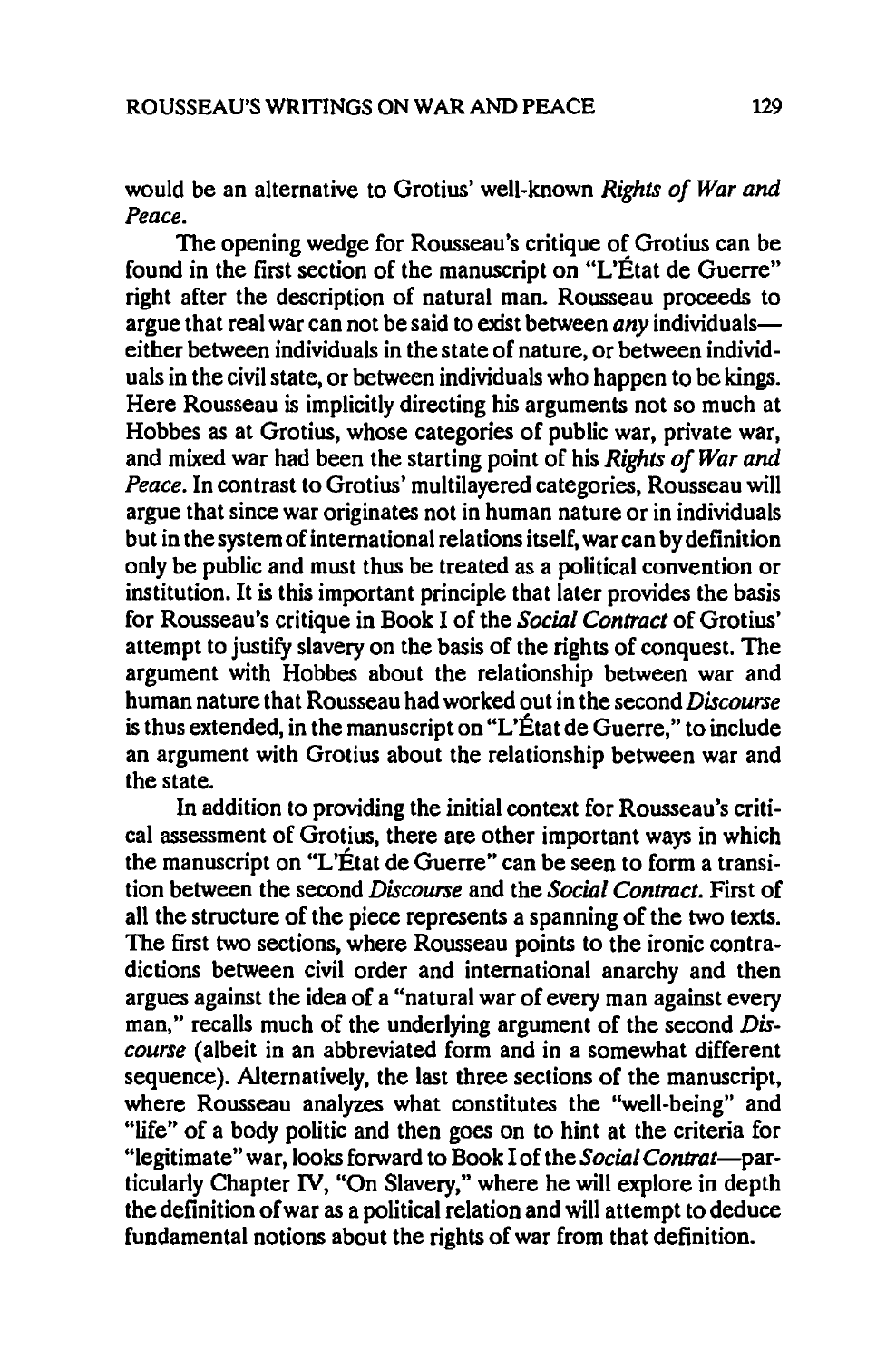would be an alternative to Grotius' well-known *Rights of War and Peace*.

The opening wedge for Rousseau's critique of Grotius can be found in the first section of the manuscript on "L'État de Guerre" right after the description of natural man. Rousseau proceeds to argue that real war can not be said to exist between *any* individuals—either between individuals in the state of nature, or between individuals in the civil state, or between individuals who happen to be kings. Here Rousseau is implicitly directing his arguments not so much at Hobbes as at Grotius, whose categories of public war, private war, and mixed war had been the starting point of his *Rights of War and Peace*. In contrast to Grotius' multilayered categories, Rousseau will argue that since war originates not in human nature or in individuals but in the system of international relations itself, war can by definition only be public and must thus be treated as a political convention or institution. It is this important principle that later provides the basis for Rousseau's critique in Book I of the *Social Contract* of Grotius' attempt to justify slavery on the basis of the rights of conquest. The argument with Hobbes about the relationship between war and human nature that Rousseau had worked out in the second *Discourse* is thus extended, in the manuscript on "L'État de Guerre," to include an argument with Grotius about the relationship between war and the state.

In addition to providing the initial context for Rousseau's critical assessment of Grotius, there are other important ways in which the manuscript on "L'État de Guerre" can be seen to form a transition between the second *Discourse* and the *Social Contract*. First of all the structure of the piece represents a spanning of the two texts. The first two sections, where Rousseau points to the ironic contradictions between civil order and international anarchy and then argues against the idea of a "natural war of every man against every man," recalls much of the underlying argument of the second *Discourse* (albeit in an abbreviated form and in a somewhat different sequence). Alternatively, the last three sections of the manuscript, where Rousseau analyzes what constitutes the "well-being" and "life" of a body politic and then goes on to hint at the criteria for "legitimate" war, looks forward to Book I of the *Social Contrat*—particularly Chapter IV, "On Slavery," where he will explore in depth the definition of war as a political relation and will attempt to deduce fundamental notions about the rights of war from that definition.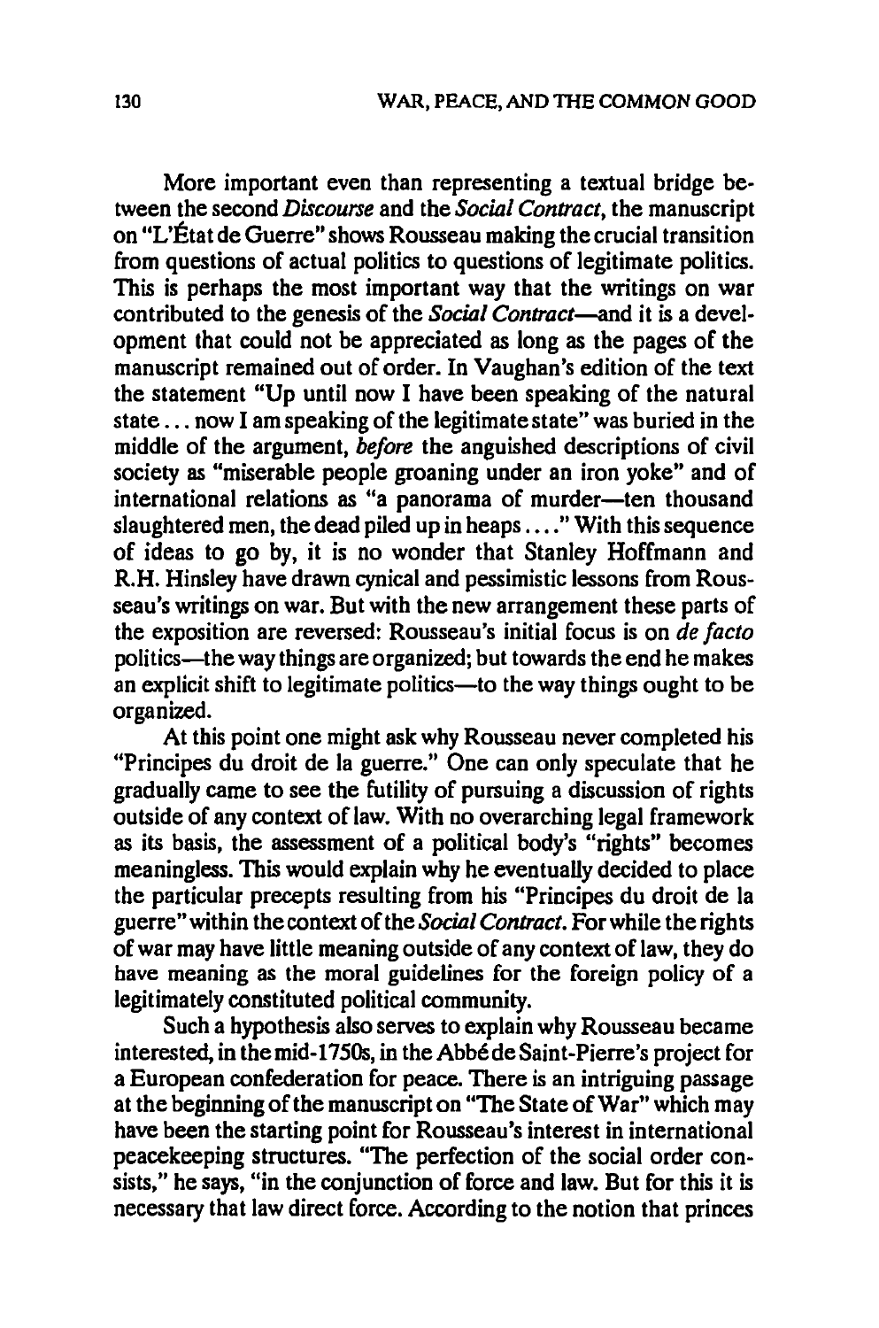More important even than representing a textual bridge between the second *Discourse* and the *Social Contract*, the manuscript on "L'État de Guerre" shows Rousseau making the crucial transition from questions of actual politics to questions of legitimate politics. This is perhaps the most important way that the writings on war contributed to the genesis of the *Social Contract*—and it is a development that could not be appreciated as long as the pages of the manuscript remained out of order. In Vaughan's edition of the text the statement "Up until now I have been speaking of the natural state . . . now I am speaking of the legitimate state" was buried in the middle of the argument, *before* the anguished descriptions of civil society as "miserable people groaning under an iron yoke" and of international relations as "a panorama of murder—ten thousand slaughtered men, the dead piled up in heaps . . . ." With this sequence of ideas to go by, it is no wonder that Stanley Hoffmann and R.H. Hinsley have drawn cynical and pessimistic lessons from Rousseau's writings on war. But with the new arrangement these parts of the exposition are reversed: Rousseau's initial focus is on *de facto* politics—the way things are organized; but towards the end he makes an explicit shift to legitimate politics—to the way things ought to be organized.

At this point one might ask why Rousseau never completed his "Principes du droit de la guerre." One can only speculate that he gradually came to see the futility of pursuing a discussion of rights outside of any context of law. With no overarching legal framework as its basis, the assessment of a political body's "rights" becomes meaningless. This would explain why he eventually decided to place the particular precepts resulting from his "Principes du droit de la guerre" within the context of the *Social Contract*. For while the rights of war may have little meaning outside of any context of law, they do have meaning as the moral guidelines for the foreign policy of a legitimately constituted political community.

Such a hypothesis also serves to explain why Rousseau became interested, in the mid-1750s, in the Abbé de Saint-Pierre's project for a European confederation for peace. There is an intriguing passage at the beginning of the manuscript on "The State of War" which may have been the starting point for Rousseau's interest in international peacekeeping structures. "The perfection of the social order consists," he says, "in the conjunction of force and law. But for this it is necessary that law direct force. According to the notion that princes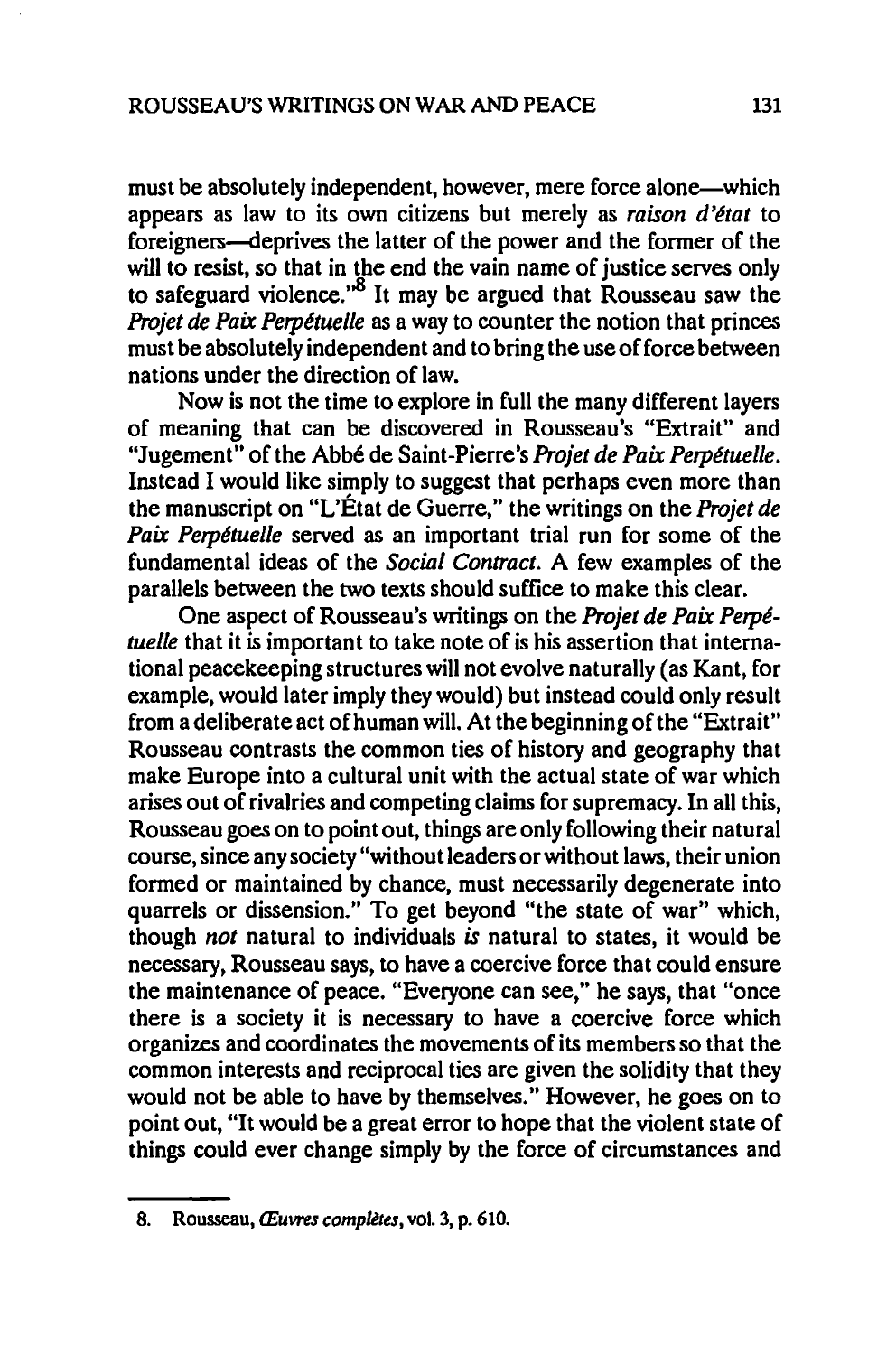must be absolutely independent, however, mere force alone—which appears as law to its own citizens but merely as *raison d'état* to foreigners—deprives the latter of the power and the former of the will to resist, so that in the end the vain name of justice serves only to safeguard violence."[8] It may be argued that Rousseau saw the *Projet de Paix Perpétuelle* as a way to counter the notion that princes must be absolutely independent and to bring the use of force between nations under the direction of law.

Now is not the time to explore in full the many different layers of meaning that can be discovered in Rousseau's "Extrait" and "Jugement" of the Abbé de Saint-Pierre's *Projet de Paix Perpétuelle*. Instead I would like simply to suggest that perhaps even more than the manuscript on "L'État de Guerre," the writings on the *Projet de Paix Perpétuelle* served as an important trial run for some of the fundamental ideas of the *Social Contract*. A few examples of the parallels between the two texts should suffice to make this clear.

One aspect of Rousseau's writings on the *Projet de Paix Perpétuelle* that it is important to take note of is his assertion that international peacekeeping structures will not evolve naturally (as Kant, for example, would later imply they would) but instead could only result from a deliberate act of human will. At the beginning of the "Extrait" Rousseau contrasts the common ties of history and geography that make Europe into a cultural unit with the actual state of war which arises out of rivalries and competing claims for supremacy. In all this, Rousseau goes on to point out, things are only following their natural course, since any society "without leaders or without laws, their union formed or maintained by chance, must necessarily degenerate into quarrels or dissension." To get beyond "the state of war" which, though *not* natural to individuals *is* natural to states, it would be necessary, Rousseau says, to have a coercive force that could ensure the maintenance of peace. "Everyone can see," he says, that "once there is a society it is necessary to have a coercive force which organizes and coordinates the movements of its members so that the common interests and reciprocal ties are given the solidity that they would not be able to have by themselves." However, he goes on to point out, "It would be a great error to hope that the violent state of things could ever change simply by the force of circumstances and

8. Rousseau, *Œuvres complètes*, vol. 3, p. 610.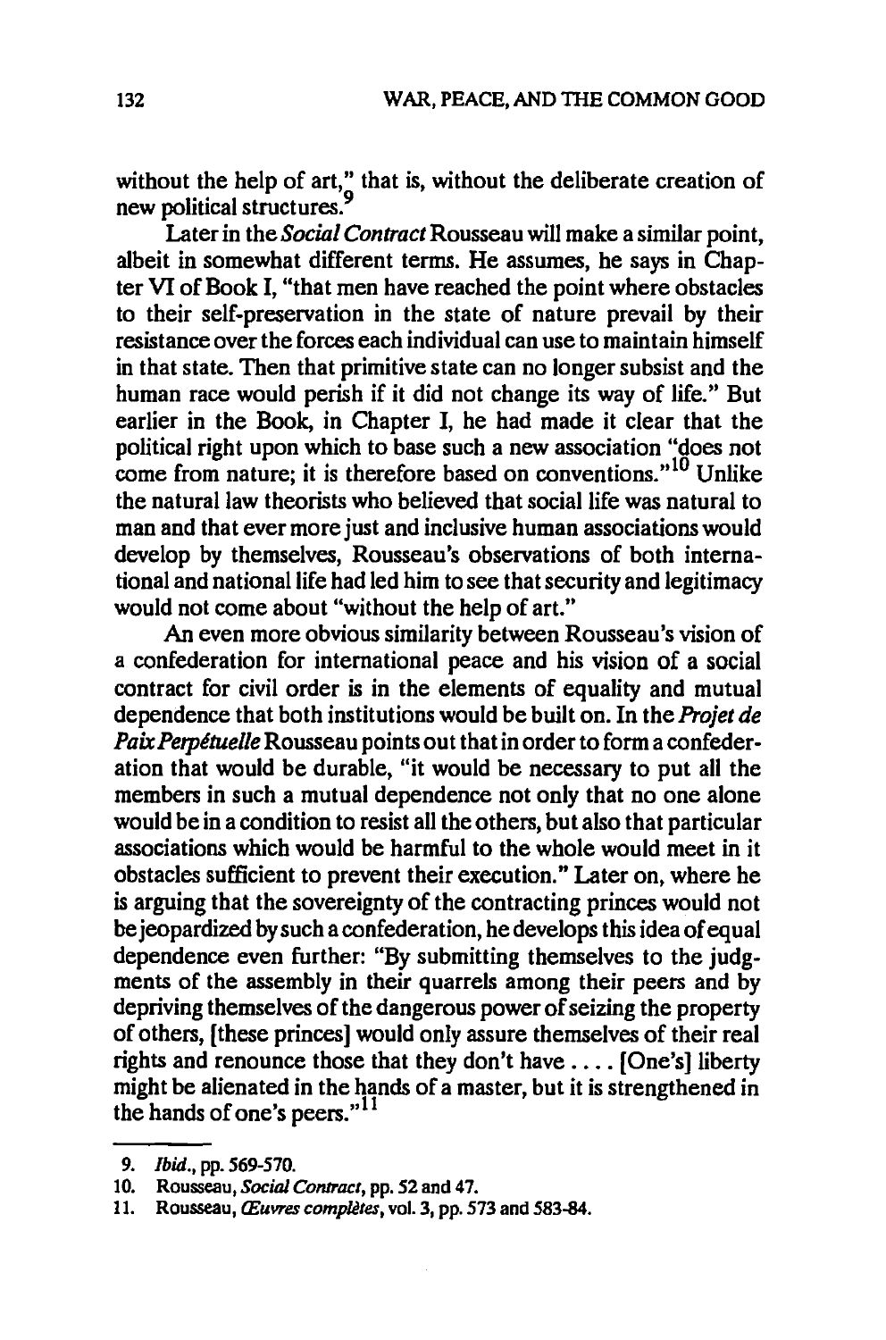without the help of art," that is, without the deliberate creation of new political structures.[9]

Later in the *Social Contract* Rousseau will make a similar point, albeit in somewhat different terms. He assumes, he says in Chapter VI of Book I, "that men have reached the point where obstacles to their self-preservation in the state of nature prevail by their resistance over the forces each individual can use to maintain himself in that state. Then that primitive state can no longer subsist and the human race would perish if it did not change its way of life." But earlier in the Book, in Chapter I, he had made it clear that the political right upon which to base such a new association "does not come from nature; it is therefore based on conventions."[10] Unlike the natural law theorists who believed that social life was natural to man and that ever more just and inclusive human associations would develop by themselves, Rousseau's observations of both international and national life had led him to see that security and legitimacy would not come about "without the help of art."

An even more obvious similarity between Rousseau's vision of a confederation for international peace and his vision of a social contract for civil order is in the elements of equality and mutual dependence that both institutions would be built on. In the *Projet de Paix Perpétuelle* Rousseau points out that in order to form a confederation that would be durable, "it would be necessary to put all the members in such a mutual dependence not only that no one alone would be in a condition to resist all the others, but also that particular associations which would be harmful to the whole would meet in it obstacles sufficient to prevent their execution." Later on, where he is arguing that the sovereignty of the contracting princes would not be jeopardized by such a confederation, he develops this idea of equal dependence even further: "By submitting themselves to the judgments of the assembly in their quarrels among their peers and by depriving themselves of the dangerous power of seizing the property of others, [these princes] would only assure themselves of their real rights and renounce those that they don't have . . . . [One's] liberty might be alienated in the hands of a master, but it is strengthened in the hands of one's peers."[11]

---

9. *Ibid.*, pp. 569-570.
10. Rousseau, *Social Contract*, pp. 52 and 47.
11. Rousseau, *Œuvres complètes*, vol. 3, pp. 573 and 583-84.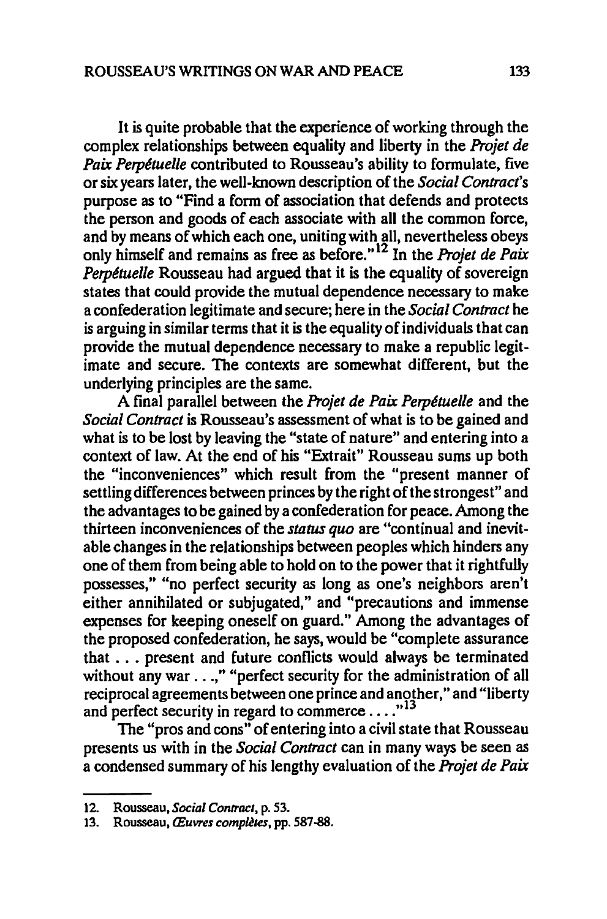It is quite probable that the experience of working through the complex relationships between equality and liberty in the *Projet de Paix Perpétuelle* contributed to Rousseau's ability to formulate, five or six years later, the well-known description of the *Social Contract*'s purpose as to "Find a form of association that defends and protects the person and goods of each associate with all the common force, and by means of which each one, uniting with all, nevertheless obeys only himself and remains as free as before."[12] In the *Projet de Paix Perpétuelle* Rousseau had argued that it is the equality of sovereign states that could provide the mutual dependence necessary to make a confederation legitimate and secure; here in the *Social Contract* he is arguing in similar terms that it is the equality of individuals that can provide the mutual dependence necessary to make a republic legitimate and secure. The contexts are somewhat different, but the underlying principles are the same.

A final parallel between the *Projet de Paix Perpétuelle* and the *Social Contract* is Rousseau's assessment of what is to be gained and what is to be lost by leaving the "state of nature" and entering into a context of law. At the end of his "Extrait" Rousseau sums up both the "inconveniences" which result from the "present manner of settling differences between princes by the right of the strongest" and the advantages to be gained by a confederation for peace. Among the thirteen inconveniences of the *status quo* are "continual and inevitable changes in the relationships between peoples which hinders any one of them from being able to hold on to the power that it rightfully possesses," "no perfect security as long as one's neighbors aren't either annihilated or subjugated," and "precautions and immense expenses for keeping oneself on guard." Among the advantages of the proposed confederation, he says, would be "complete assurance that . . . present and future conflicts would always be terminated without any war . . .," "perfect security for the administration of all reciprocal agreements between one prince and another," and "liberty and perfect security in regard to commerce . . . ."[13]

The "pros and cons" of entering into a civil state that Rousseau presents us with in the *Social Contract* can in many ways be seen as a condensed summary of his lengthy evaluation of the *Projet de Paix*

---

12. Rousseau, *Social Contract*, p. 53.

13. Rousseau, *Œuvres complètes*, pp. 587-88.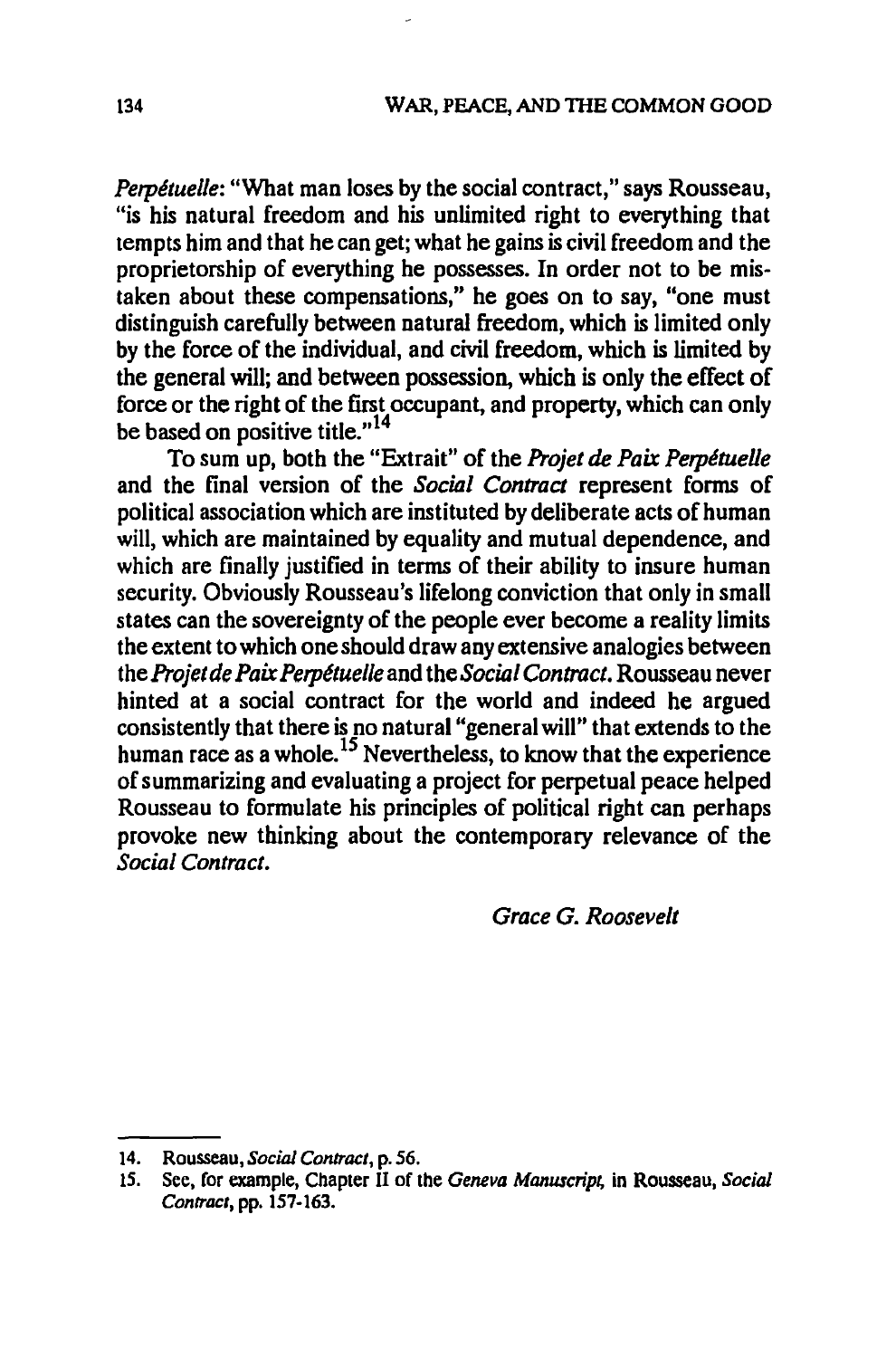*Perpétuelle*: "What man loses by the social contract," says Rousseau, "is his natural freedom and his unlimited right to everything that tempts him and that he can get; what he gains is civil freedom and the proprietorship of everything he possesses. In order not to be mistaken about these compensations," he goes on to say, "one must distinguish carefully between natural freedom, which is limited only by the force of the individual, and civil freedom, which is limited by the general will; and between possession, which is only the effect of force or the right of the first occupant, and property, which can only be based on positive title."[14]

To sum up, both the "Extrait" of the *Projet de Paix Perpétuelle* and the final version of the *Social Contract* represent forms of political association which are instituted by deliberate acts of human will, which are maintained by equality and mutual dependence, and which are finally justified in terms of their ability to insure human security. Obviously Rousseau's lifelong conviction that only in small states can the sovereignty of the people ever become a reality limits the extent to which one should draw any extensive analogies between the *Projet de Paix Perpétuelle* and the *Social Contract*. Rousseau never hinted at a social contract for the world and indeed he argued consistently that there is no natural "general will" that extends to the human race as a whole.[15] Nevertheless, to know that the experience of summarizing and evaluating a project for perpetual peace helped Rousseau to formulate his principles of political right can perhaps provoke new thinking about the contemporary relevance of the *Social Contract*.

*Grace G. Roosevelt*

---

14. Rousseau, *Social Contract*, p. 56.

15. See, for example, Chapter II of the *Geneva Manuscript*, in Rousseau, *Social Contract*, pp. 157-163.